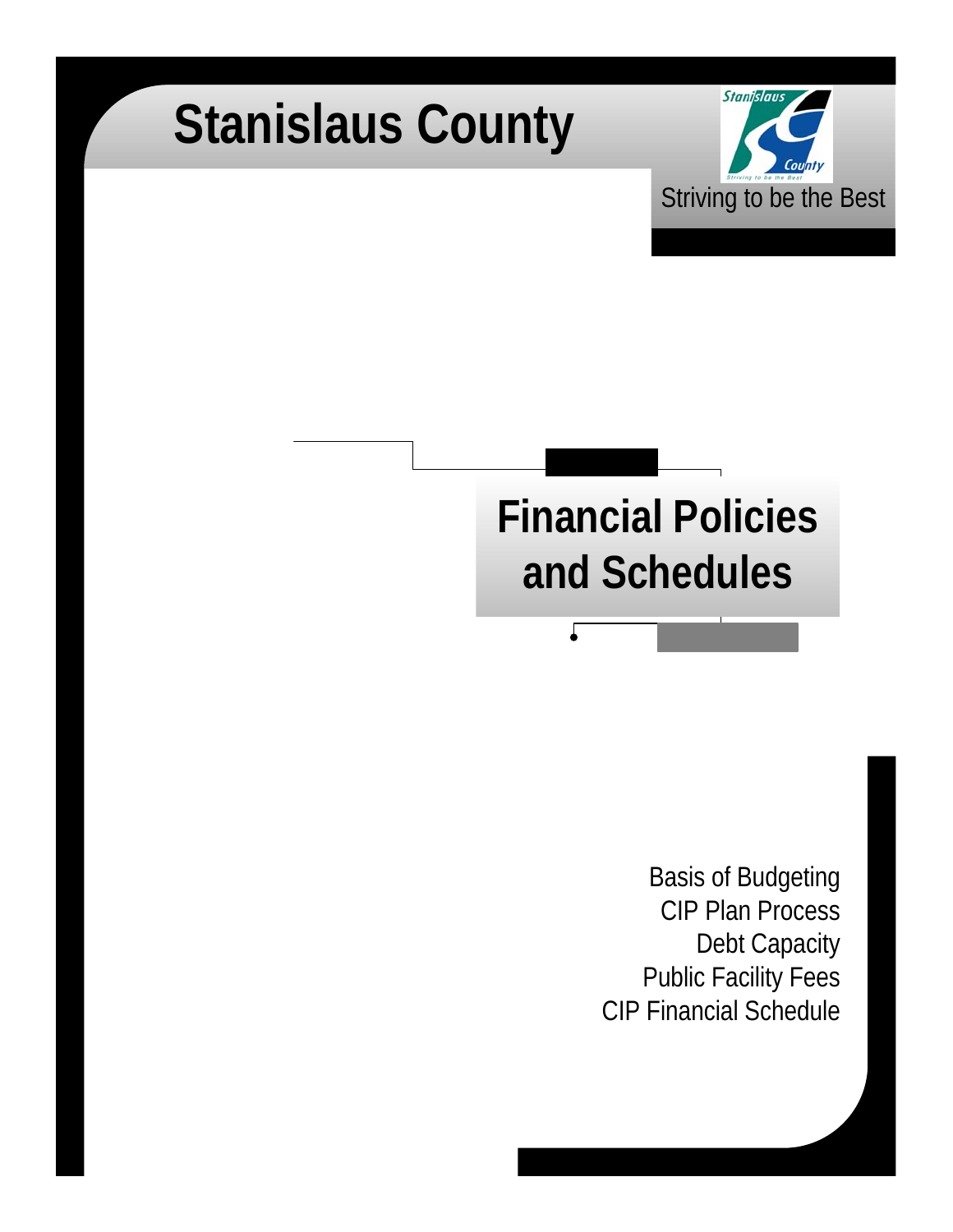# Stanislaus County

Striving to be the Best

# Financial Policies and Schedules

Basis of Budgeting
CIP Plan Process
Debt Capacity
Public Facility Fees
CIP Financial Schedule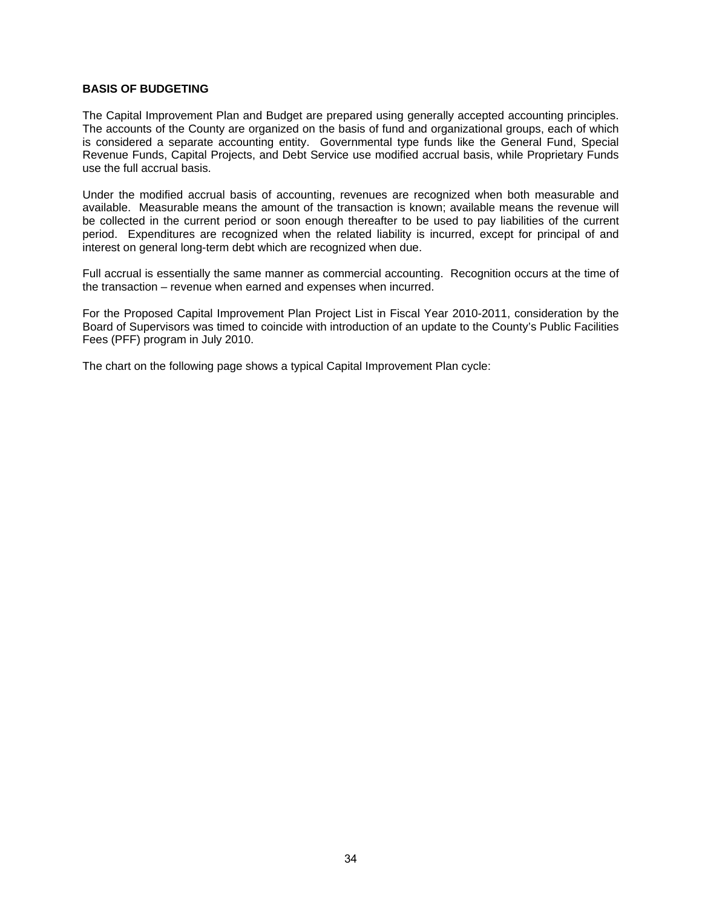## BASIS OF BUDGETING

The Capital Improvement Plan and Budget are prepared using generally accepted accounting principles. The accounts of the County are organized on the basis of fund and organizational groups, each of which is considered a separate accounting entity. Governmental type funds like the General Fund, Special Revenue Funds, Capital Projects, and Debt Service use modified accrual basis, while Proprietary Funds use the full accrual basis.

Under the modified accrual basis of accounting, revenues are recognized when both measurable and available. Measurable means the amount of the transaction is known; available means the revenue will be collected in the current period or soon enough thereafter to be used to pay liabilities of the current period. Expenditures are recognized when the related liability is incurred, except for principal of and interest on general long-term debt which are recognized when due.

Full accrual is essentially the same manner as commercial accounting. Recognition occurs at the time of the transaction – revenue when earned and expenses when incurred.

For the Proposed Capital Improvement Plan Project List in Fiscal Year 2010-2011, consideration by the Board of Supervisors was timed to coincide with introduction of an update to the County's Public Facilities Fees (PFF) program in July 2010.

The chart on the following page shows a typical Capital Improvement Plan cycle: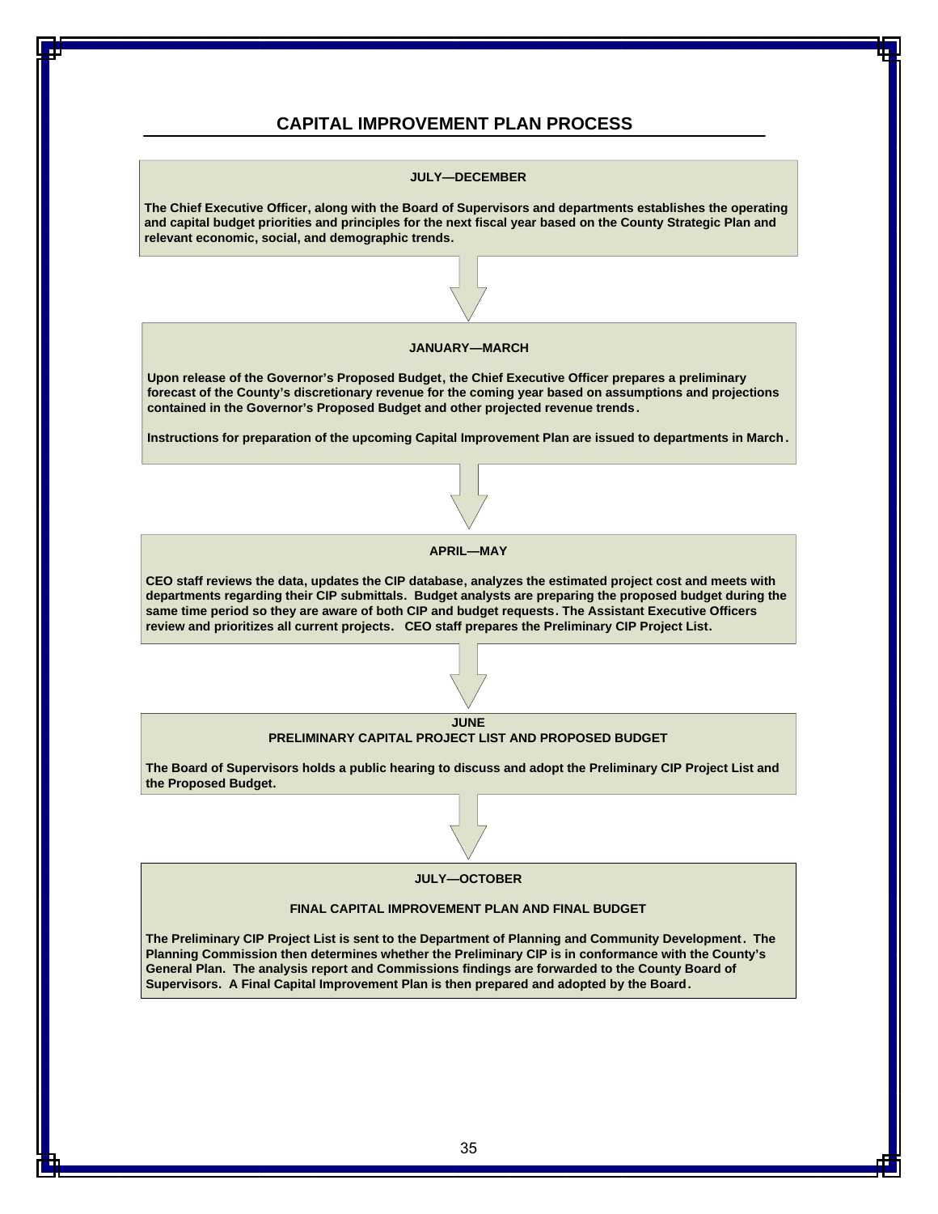# CAPITAL IMPROVEMENT PLAN PROCESS

**JULY—DECEMBER**

**The Chief Executive Officer, along with the Board of Supervisors and departments establishes the operating and capital budget priorities and principles for the next fiscal year based on the County Strategic Plan and relevant economic, social, and demographic trends.**

**JANUARY—MARCH**

**Upon release of the Governor's Proposed Budget, the Chief Executive Officer prepares a preliminary forecast of the County's discretionary revenue for the coming year based on assumptions and projections contained in the Governor's Proposed Budget and other projected revenue trends.**

**Instructions for preparation of the upcoming Capital Improvement Plan are issued to departments in March.**

**APRIL—MAY**

**CEO staff reviews the data, updates the CIP database, analyzes the estimated project cost and meets with departments regarding their CIP submittals. Budget analysts are preparing the proposed budget during the same time period so they are aware of both CIP and budget requests. The Assistant Executive Officers review and prioritizes all current projects. CEO staff prepares the Preliminary CIP Project List.**

**JUNE**
**PRELIMINARY CAPITAL PROJECT LIST AND PROPOSED BUDGET**

**The Board of Supervisors holds a public hearing to discuss and adopt the Preliminary CIP Project List and the Proposed Budget.**

**JULY—OCTOBER**

**FINAL CAPITAL IMPROVEMENT PLAN AND FINAL BUDGET**

**The Preliminary CIP Project List is sent to the Department of Planning and Community Development. The Planning Commission then determines whether the Preliminary CIP is in conformance with the County's General Plan. The analysis report and Commissions findings are forwarded to the County Board of Supervisors. A Final Capital Improvement Plan is then prepared and adopted by the Board.**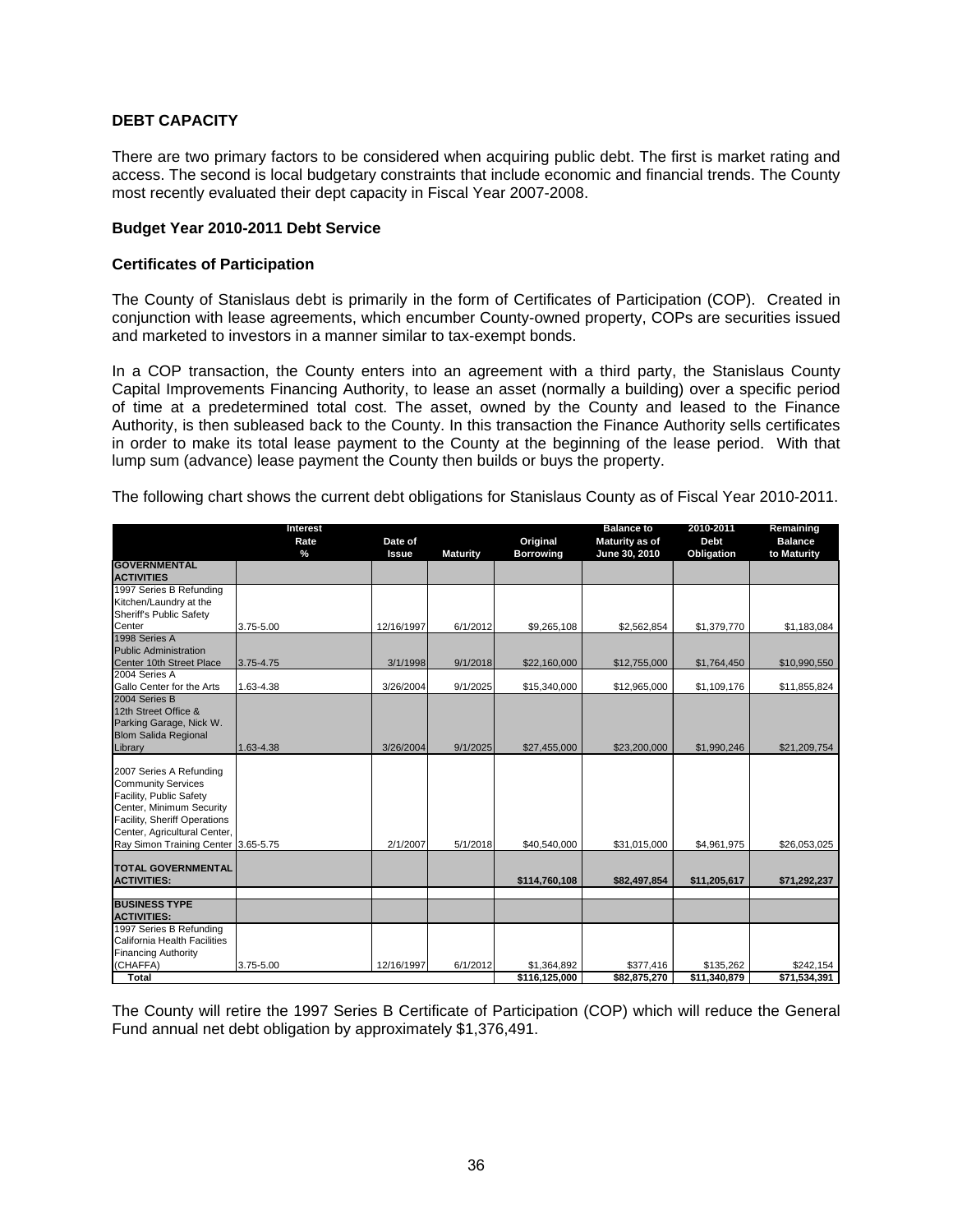### DEBT CAPACITY

There are two primary factors to be considered when acquiring public debt. The first is market rating and access. The second is local budgetary constraints that include economic and financial trends. The County most recently evaluated their dept capacity in Fiscal Year 2007-2008.

**Budget Year 2010-2011 Debt Service**

**Certificates of Participation**

The County of Stanislaus debt is primarily in the form of Certificates of Participation (COP). Created in conjunction with lease agreements, which encumber County-owned property, COPs are securities issued and marketed to investors in a manner similar to tax-exempt bonds.

In a COP transaction, the County enters into an agreement with a third party, the Stanislaus County Capital Improvements Financing Authority, to lease an asset (normally a building) over a specific period of time at a predetermined total cost. The asset, owned by the County and leased to the Finance Authority, is then subleased back to the County. In this transaction the Finance Authority sells certificates in order to make its total lease payment to the County at the beginning of the lease period. With that lump sum (advance) lease payment the County then builds or buys the property.

The following chart shows the current debt obligations for Stanislaus County as of Fiscal Year 2010-2011.

| | Interest Rate % | Date of Issue | Maturity | Original Borrowing | Balance to Maturity as of June 30, 2010 | 2010-2011 Debt Obligation | Remaining Balance to Maturity |
|---|---|---|---|---|---|---|---|
| **GOVERNMENTAL ACTIVITIES** | | | | | | | |
| 1997 Series B Refunding Kitchen/Laundry at the Sheriff's Public Safety Center | 3.75-5.00 | 12/16/1997 | 6/1/2012 | $9,265,108 | $2,562,854 | $1,379,770 | $1,183,084 |
| 1998 Series A Public Administration Center 10th Street Place | 3.75-4.75 | 3/1/1998 | 9/1/2018 | $22,160,000 | $12,755,000 | $1,764,450 | $10,990,550 |
| 2004 Series A Gallo Center for the Arts | 1.63-4.38 | 3/26/2004 | 9/1/2025 | $15,340,000 | $12,965,000 | $1,109,176 | $11,855,824 |
| 2004 Series B 12th Street Office & Parking Garage, Nick W. Blom Salida Regional Library | 1.63-4.38 | 3/26/2004 | 9/1/2025 | $27,455,000 | $23,200,000 | $1,990,246 | $21,209,754 |
| 2007 Series A Refunding Community Services Facility, Public Safety Center, Minimum Security Facility, Sheriff Operations Center, Agricultural Center, Ray Simon Training Center | 3.65-5.75 | 2/1/2007 | 5/1/2018 | $40,540,000 | $31,015,000 | $4,961,975 | $26,053,025 |
| **TOTAL GOVERNMENTAL ACTIVITIES:** | | | | **$114,760,108** | **$82,497,854** | **$11,205,617** | **$71,292,237** |
| **BUSINESS TYPE ACTIVITIES:** | | | | | | | |
| 1997 Series B Refunding California Health Facilities Financing Authority (CHAFFA) | 3.75-5.00 | 12/16/1997 | 6/1/2012 | $1,364,892 | $377,416 | $135,262 | $242,154 |
| **Total** | | | | **$116,125,000** | **$82,875,270** | **$11,340,879** | **$71,534,391** |

The County will retire the 1997 Series B Certificate of Participation (COP) which will reduce the General Fund annual net debt obligation by approximately $1,376,491.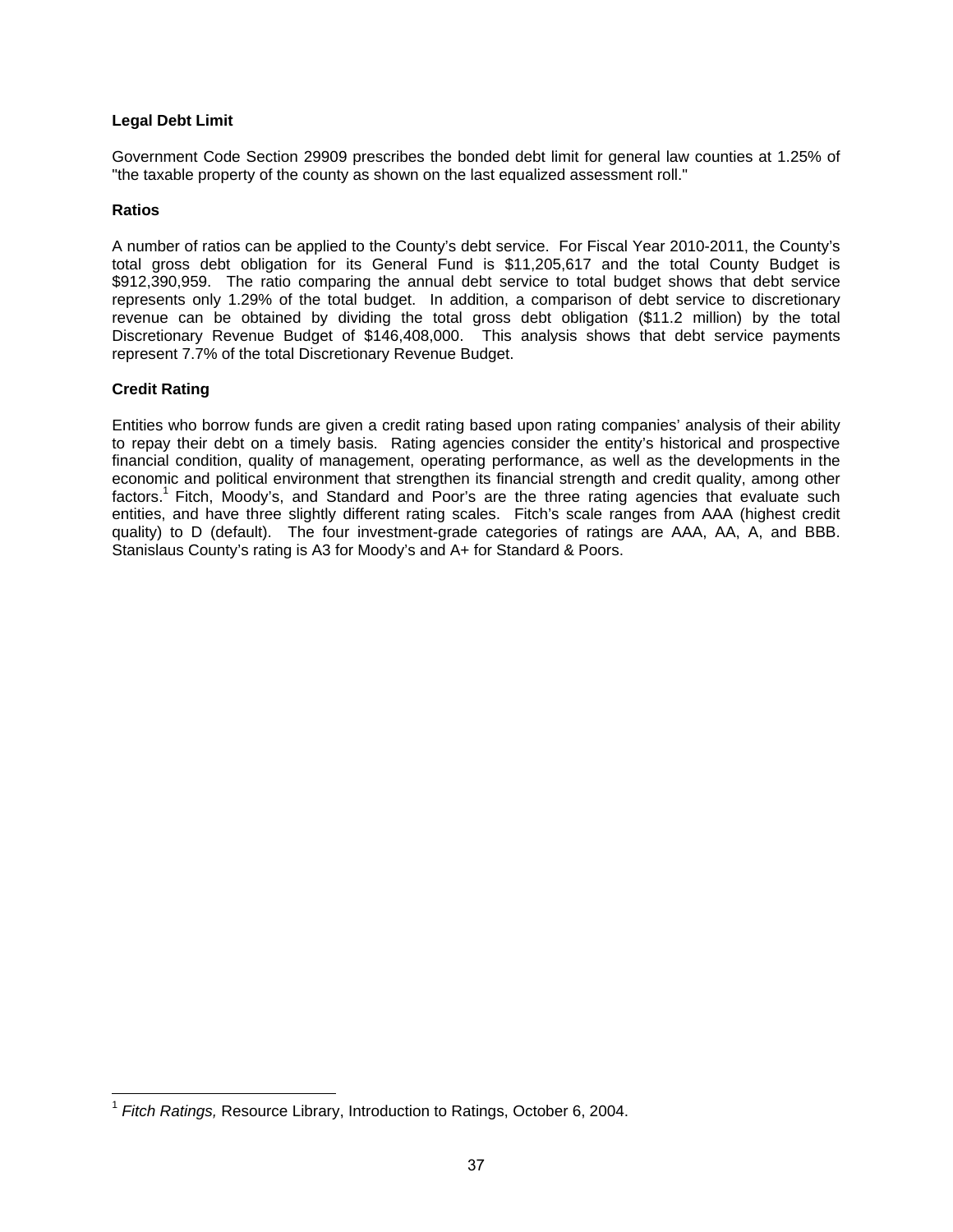**Legal Debt Limit**

Government Code Section 29909 prescribes the bonded debt limit for general law counties at 1.25% of "the taxable property of the county as shown on the last equalized assessment roll."

**Ratios**

A number of ratios can be applied to the County's debt service. For Fiscal Year 2010-2011, the County's total gross debt obligation for its General Fund is $11,205,617 and the total County Budget is $912,390,959. The ratio comparing the annual debt service to total budget shows that debt service represents only 1.29% of the total budget. In addition, a comparison of debt service to discretionary revenue can be obtained by dividing the total gross debt obligation ($11.2 million) by the total Discretionary Revenue Budget of $146,408,000. This analysis shows that debt service payments represent 7.7% of the total Discretionary Revenue Budget.

**Credit Rating**

Entities who borrow funds are given a credit rating based upon rating companies' analysis of their ability to repay their debt on a timely basis. Rating agencies consider the entity's historical and prospective financial condition, quality of management, operating performance, as well as the developments in the economic and political environment that strengthen its financial strength and credit quality, among other factors.[1] Fitch, Moody's, and Standard and Poor's are the three rating agencies that evaluate such entities, and have three slightly different rating scales. Fitch's scale ranges from AAA (highest credit quality) to D (default). The four investment-grade categories of ratings are AAA, AA, A, and BBB. Stanislaus County's rating is A3 for Moody's and A+ for Standard & Poors.

---

[1] *Fitch Ratings,* Resource Library, Introduction to Ratings, October 6, 2004.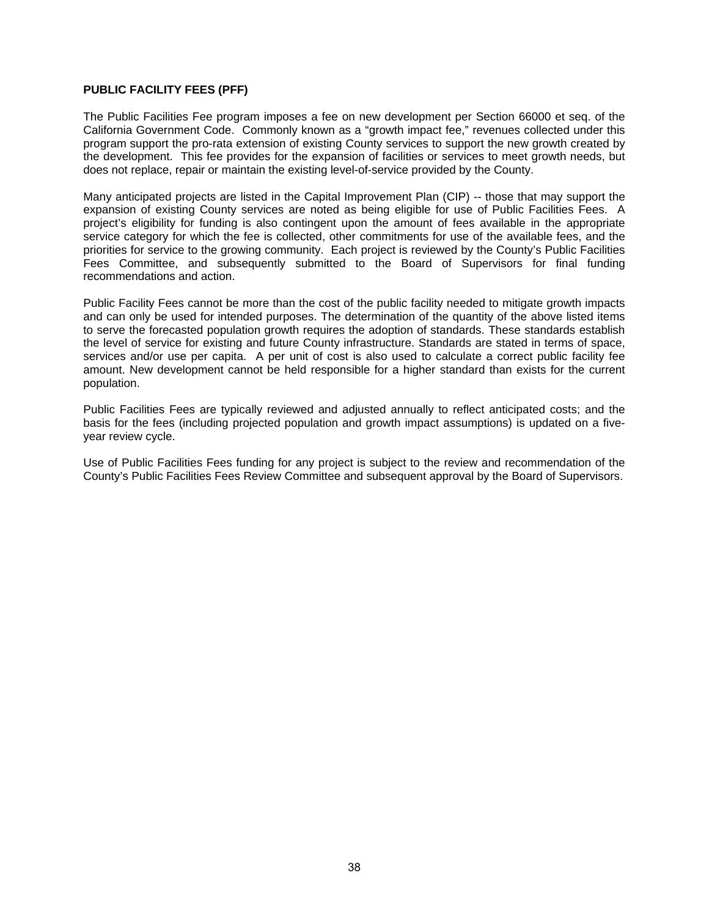**PUBLIC FACILITY FEES (PFF)**

The Public Facilities Fee program imposes a fee on new development per Section 66000 et seq. of the California Government Code. Commonly known as a "growth impact fee," revenues collected under this program support the pro-rata extension of existing County services to support the new growth created by the development. This fee provides for the expansion of facilities or services to meet growth needs, but does not replace, repair or maintain the existing level-of-service provided by the County.

Many anticipated projects are listed in the Capital Improvement Plan (CIP) -- those that may support the expansion of existing County services are noted as being eligible for use of Public Facilities Fees. A project's eligibility for funding is also contingent upon the amount of fees available in the appropriate service category for which the fee is collected, other commitments for use of the available fees, and the priorities for service to the growing community. Each project is reviewed by the County's Public Facilities Fees Committee, and subsequently submitted to the Board of Supervisors for final funding recommendations and action.

Public Facility Fees cannot be more than the cost of the public facility needed to mitigate growth impacts and can only be used for intended purposes. The determination of the quantity of the above listed items to serve the forecasted population growth requires the adoption of standards. These standards establish the level of service for existing and future County infrastructure. Standards are stated in terms of space, services and/or use per capita. A per unit of cost is also used to calculate a correct public facility fee amount. New development cannot be held responsible for a higher standard than exists for the current population.

Public Facilities Fees are typically reviewed and adjusted annually to reflect anticipated costs; and the basis for the fees (including projected population and growth impact assumptions) is updated on a five-year review cycle.

Use of Public Facilities Fees funding for any project is subject to the review and recommendation of the County's Public Facilities Fees Review Committee and subsequent approval by the Board of Supervisors.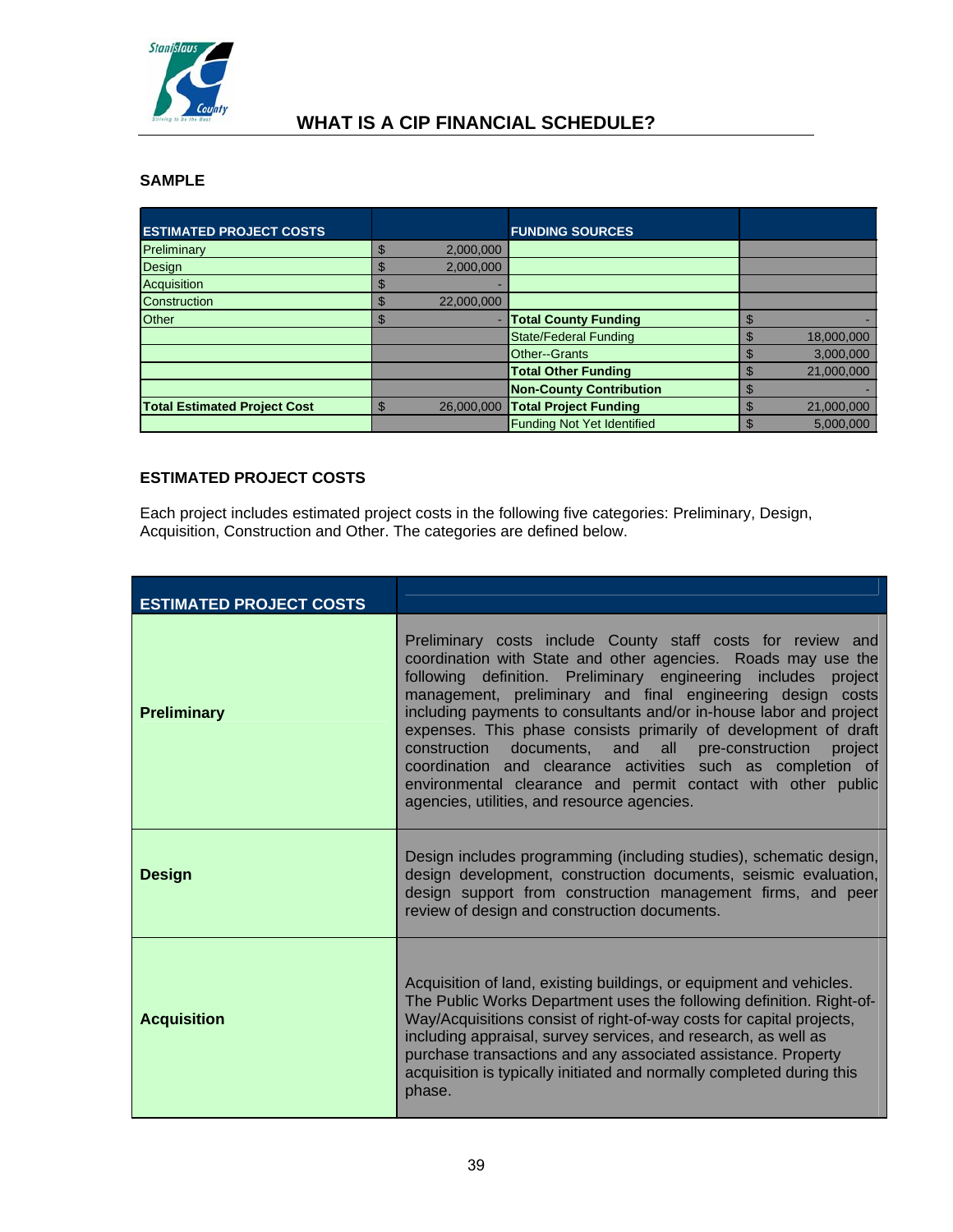## WHAT IS A CIP FINANCIAL SCHEDULE?

### SAMPLE

| ESTIMATED PROJECT COSTS | | FUNDING SOURCES | |
|---|---|---|---|
| Preliminary | $ 2,000,000 | | |
| Design | $ 2,000,000 | | |
| Acquisition | $ - | | |
| Construction | $ 22,000,000 | | |
| Other | $ - | **Total County Funding** | $ - |
| | | State/Federal Funding | $ 18,000,000 |
| | | Other--Grants | $ 3,000,000 |
| | | **Total Other Funding** | $ 21,000,000 |
| | | **Non-County Contribution** | $ - |
| **Total Estimated Project Cost** | $ 26,000,000 | **Total Project Funding** | $ 21,000,000 |
| | | Funding Not Yet Identified | $ 5,000,000 |

### ESTIMATED PROJECT COSTS

Each project includes estimated project costs in the following five categories: Preliminary, Design, Acquisition, Construction and Other. The categories are defined below.

| ESTIMATED PROJECT COSTS | |
|---|---|
| **Preliminary** | Preliminary costs include County staff costs for review and coordination with State and other agencies. Roads may use the following definition. Preliminary engineering includes project management, preliminary and final engineering design costs including payments to consultants and/or in-house labor and project expenses. This phase consists primarily of development of draft construction documents, and all pre-construction project coordination and clearance activities such as completion of environmental clearance and permit contact with other public agencies, utilities, and resource agencies. |
| **Design** | Design includes programming (including studies), schematic design, design development, construction documents, seismic evaluation, design support from construction management firms, and peer review of design and construction documents. |
| **Acquisition** | Acquisition of land, existing buildings, or equipment and vehicles. The Public Works Department uses the following definition. Right-of-Way/Acquisitions consist of right-of-way costs for capital projects, including appraisal, survey services, and research, as well as purchase transactions and any associated assistance. Property acquisition is typically initiated and normally completed during this phase. |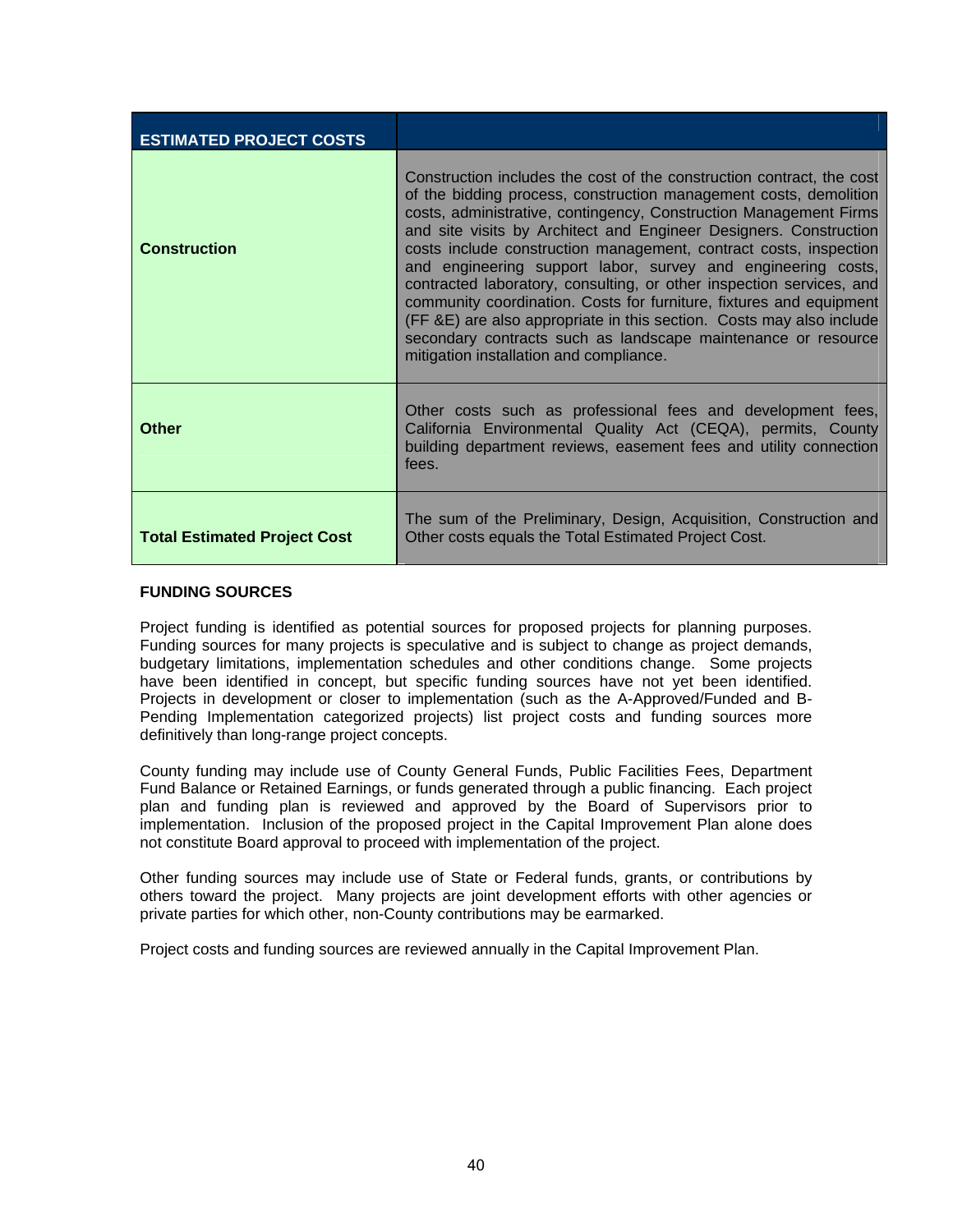| ESTIMATED PROJECT COSTS | |
|---|---|
| **Construction** | Construction includes the cost of the construction contract, the cost of the bidding process, construction management costs, demolition costs, administrative, contingency, Construction Management Firms and site visits by Architect and Engineer Designers. Construction costs include construction management, contract costs, inspection and engineering support labor, survey and engineering costs, contracted laboratory, consulting, or other inspection services, and community coordination. Costs for furniture, fixtures and equipment (FF &E) are also appropriate in this section. Costs may also include secondary contracts such as landscape maintenance or resource mitigation installation and compliance. |
| **Other** | Other costs such as professional fees and development fees, California Environmental Quality Act (CEQA), permits, County building department reviews, easement fees and utility connection fees. |
| **Total Estimated Project Cost** | The sum of the Preliminary, Design, Acquisition, Construction and Other costs equals the Total Estimated Project Cost. |

**FUNDING SOURCES**

Project funding is identified as potential sources for proposed projects for planning purposes. Funding sources for many projects is speculative and is subject to change as project demands, budgetary limitations, implementation schedules and other conditions change. Some projects have been identified in concept, but specific funding sources have not yet been identified. Projects in development or closer to implementation (such as the A-Approved/Funded and B-Pending Implementation categorized projects) list project costs and funding sources more definitively than long-range project concepts.

County funding may include use of County General Funds, Public Facilities Fees, Department Fund Balance or Retained Earnings, or funds generated through a public financing. Each project plan and funding plan is reviewed and approved by the Board of Supervisors prior to implementation. Inclusion of the proposed project in the Capital Improvement Plan alone does not constitute Board approval to proceed with implementation of the project.

Other funding sources may include use of State or Federal funds, grants, or contributions by others toward the project. Many projects are joint development efforts with other agencies or private parties for which other, non-County contributions may be earmarked.

Project costs and funding sources are reviewed annually in the Capital Improvement Plan.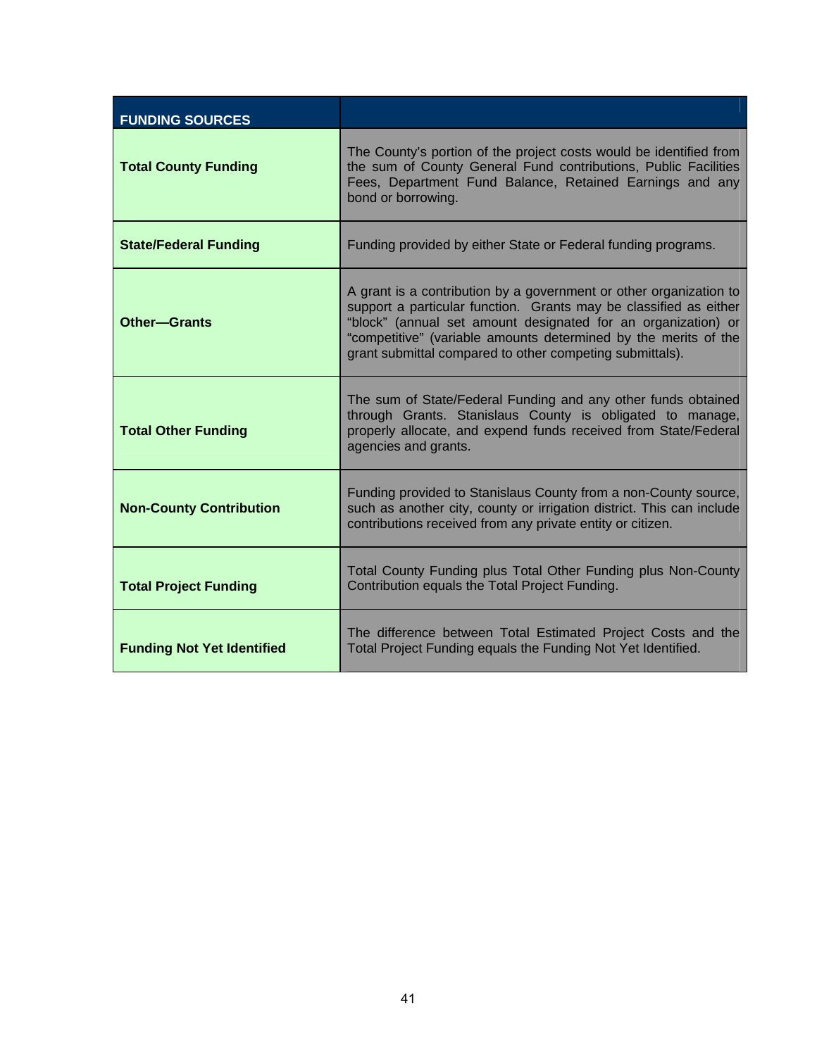| FUNDING SOURCES | |
|---|---|
| **Total County Funding** | The County's portion of the project costs would be identified from the sum of County General Fund contributions, Public Facilities Fees, Department Fund Balance, Retained Earnings and any bond or borrowing. |
| **State/Federal Funding** | Funding provided by either State or Federal funding programs. |
| **Other—Grants** | A grant is a contribution by a government or other organization to support a particular function. Grants may be classified as either "block" (annual set amount designated for an organization) or "competitive" (variable amounts determined by the merits of the grant submittal compared to other competing submittals). |
| **Total Other Funding** | The sum of State/Federal Funding and any other funds obtained through Grants. Stanislaus County is obligated to manage, properly allocate, and expend funds received from State/Federal agencies and grants. |
| **Non-County Contribution** | Funding provided to Stanislaus County from a non-County source, such as another city, county or irrigation district. This can include contributions received from any private entity or citizen. |
| **Total Project Funding** | Total County Funding plus Total Other Funding plus Non-County Contribution equals the Total Project Funding. |
| **Funding Not Yet Identified** | The difference between Total Estimated Project Costs and the Total Project Funding equals the Funding Not Yet Identified. |